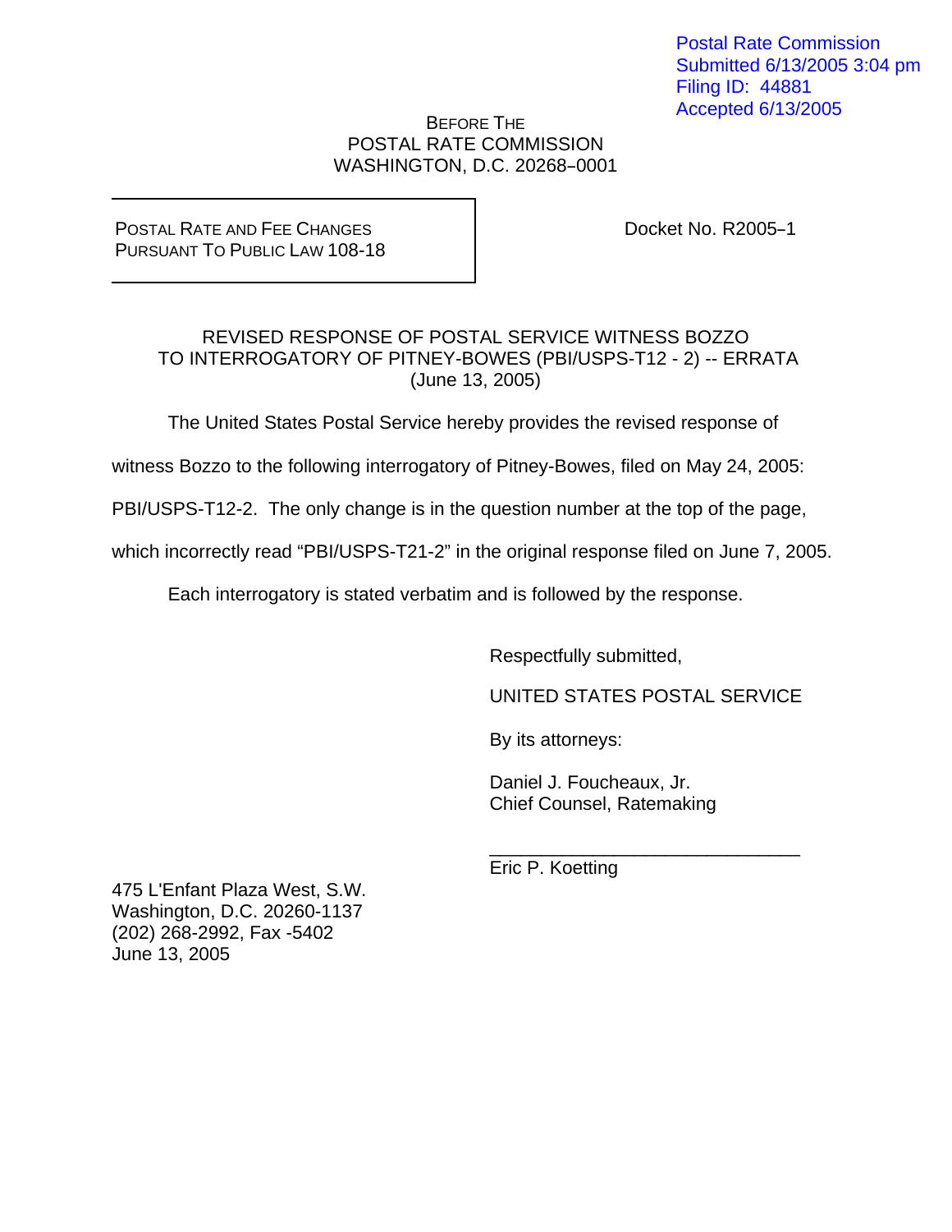Postal Rate Commission
Submitted 6/13/2005 3:04 pm
Filing ID: 44881
Accepted 6/13/2005

BEFORE THE
POSTAL RATE COMMISSION
WASHINGTON, D.C. 20268–0001

| POSTAL RATE AND FEE CHANGES PURSUANT TO PUBLIC LAW 108-18 | Docket No. R2005–1 |
|---|---|

REVISED RESPONSE OF POSTAL SERVICE WITNESS BOZZO
TO INTERROGATORY OF PITNEY-BOWES (PBI/USPS-T12 - 2) -- ERRATA
(June 13, 2005)

The United States Postal Service hereby provides the revised response of witness Bozzo to the following interrogatory of Pitney-Bowes, filed on May 24, 2005: PBI/USPS-T12-2. The only change is in the question number at the top of the page, which incorrectly read "PBI/USPS-T21-2" in the original response filed on June 7, 2005.

Each interrogatory is stated verbatim and is followed by the response.

Respectfully submitted,

UNITED STATES POSTAL SERVICE

By its attorneys:

Daniel J. Foucheaux, Jr.
Chief Counsel, Ratemaking

______________________________
Eric P. Koetting

475 L'Enfant Plaza West, S.W.
Washington, D.C. 20260-1137
(202) 268-2992, Fax -5402
June 13, 2005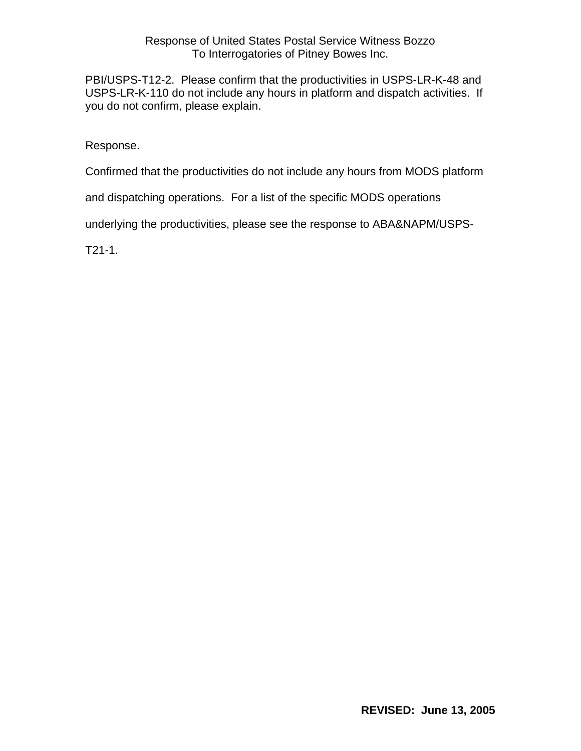Response of United States Postal Service Witness Bozzo
To Interrogatories of Pitney Bowes Inc.

PBI/USPS-T12-2. Please confirm that the productivities in USPS-LR-K-48 and USPS-LR-K-110 do not include any hours in platform and dispatch activities. If you do not confirm, please explain.

Response.

Confirmed that the productivities do not include any hours from MODS platform and dispatching operations. For a list of the specific MODS operations underlying the productivities, please see the response to ABA&NAPM/USPS-T21-1.

**REVISED: June 13, 2005**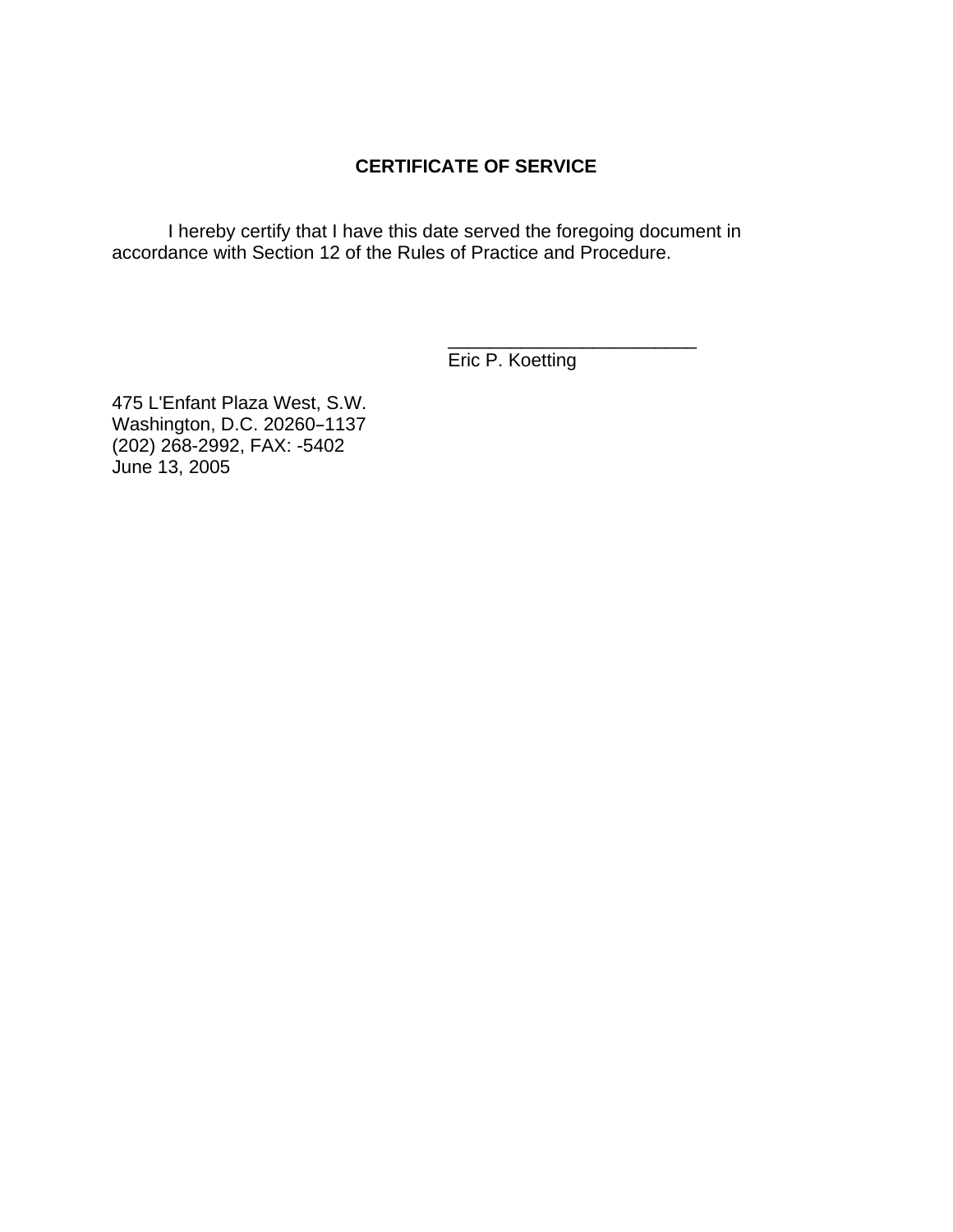## CERTIFICATE OF SERVICE

I hereby certify that I have this date served the foregoing document in accordance with Section 12 of the Rules of Practice and Procedure.

\_\_\_\_\_\_\_\_\_\_\_\_\_\_\_\_\_\_\_\_\_\_\_\_\_
Eric P. Koetting

475 L'Enfant Plaza West, S.W.
Washington, D.C. 20260–1137
(202) 268-2992, FAX: -5402
June 13, 2005